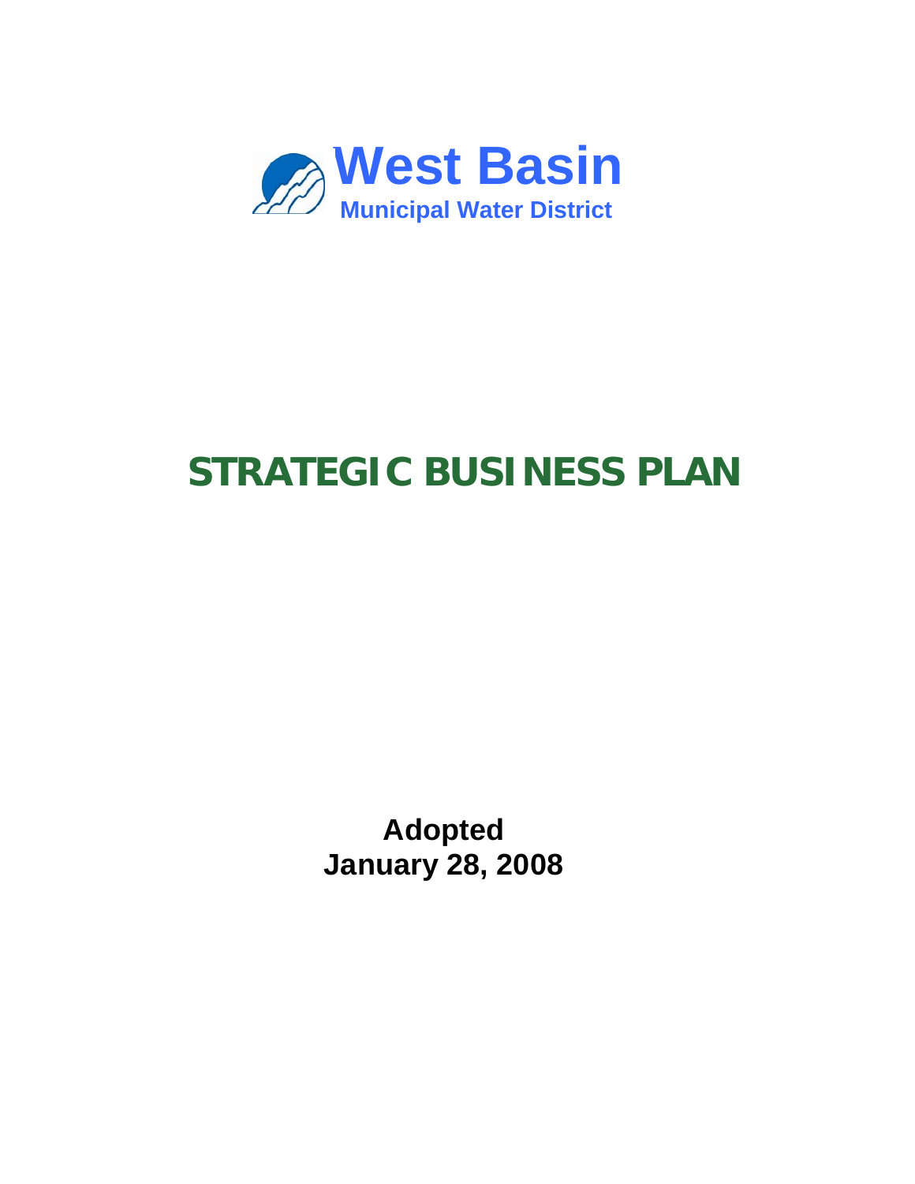West Basin

Municipal Water District

# STRATEGIC BUSINESS PLAN

**Adopted**
**January 28, 2008**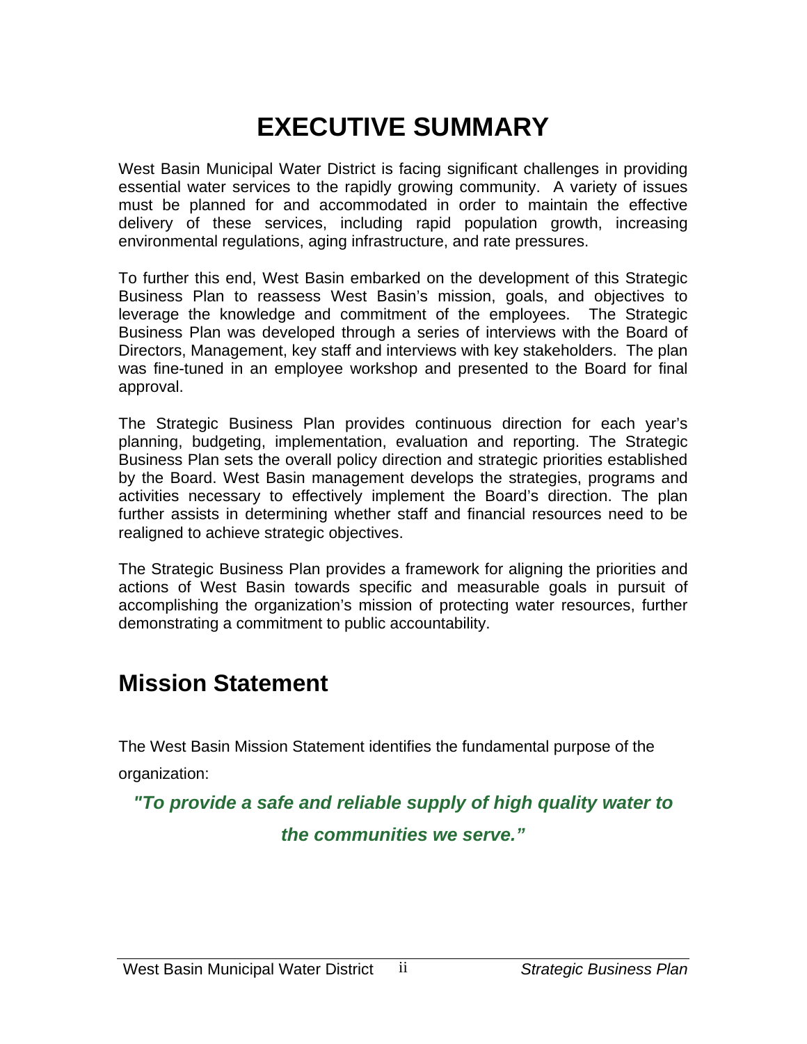# EXECUTIVE SUMMARY

West Basin Municipal Water District is facing significant challenges in providing essential water services to the rapidly growing community. A variety of issues must be planned for and accommodated in order to maintain the effective delivery of these services, including rapid population growth, increasing environmental regulations, aging infrastructure, and rate pressures.

To further this end, West Basin embarked on the development of this Strategic Business Plan to reassess West Basin's mission, goals, and objectives to leverage the knowledge and commitment of the employees. The Strategic Business Plan was developed through a series of interviews with the Board of Directors, Management, key staff and interviews with key stakeholders. The plan was fine-tuned in an employee workshop and presented to the Board for final approval.

The Strategic Business Plan provides continuous direction for each year's planning, budgeting, implementation, evaluation and reporting. The Strategic Business Plan sets the overall policy direction and strategic priorities established by the Board. West Basin management develops the strategies, programs and activities necessary to effectively implement the Board's direction. The plan further assists in determining whether staff and financial resources need to be realigned to achieve strategic objectives.

The Strategic Business Plan provides a framework for aligning the priorities and actions of West Basin towards specific and measurable goals in pursuit of accomplishing the organization's mission of protecting water resources, further demonstrating a commitment to public accountability.

## Mission Statement

The West Basin Mission Statement identifies the fundamental purpose of the organization:

***"To provide a safe and reliable supply of high quality water to the communities we serve."***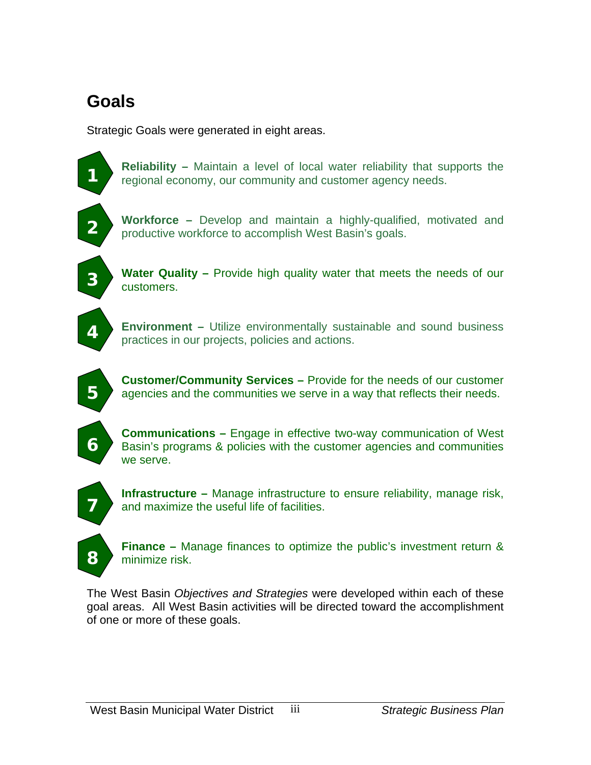## Goals

Strategic Goals were generated in eight areas.

1. **Reliability –** Maintain a level of local water reliability that supports the regional economy, our community and customer agency needs.

2. **Workforce –** Develop and maintain a highly-qualified, motivated and productive workforce to accomplish West Basin's goals.

3. **Water Quality –** Provide high quality water that meets the needs of our customers.

4. **Environment –** Utilize environmentally sustainable and sound business practices in our projects, policies and actions.

5. **Customer/Community Services –** Provide for the needs of our customer agencies and the communities we serve in a way that reflects their needs.

6. **Communications –** Engage in effective two-way communication of West Basin's programs & policies with the customer agencies and communities we serve.

7. **Infrastructure –** Manage infrastructure to ensure reliability, manage risk, and maximize the useful life of facilities.

8. **Finance –** Manage finances to optimize the public's investment return & minimize risk.

The West Basin *Objectives and Strategies* were developed within each of these goal areas. All West Basin activities will be directed toward the accomplishment of one or more of these goals.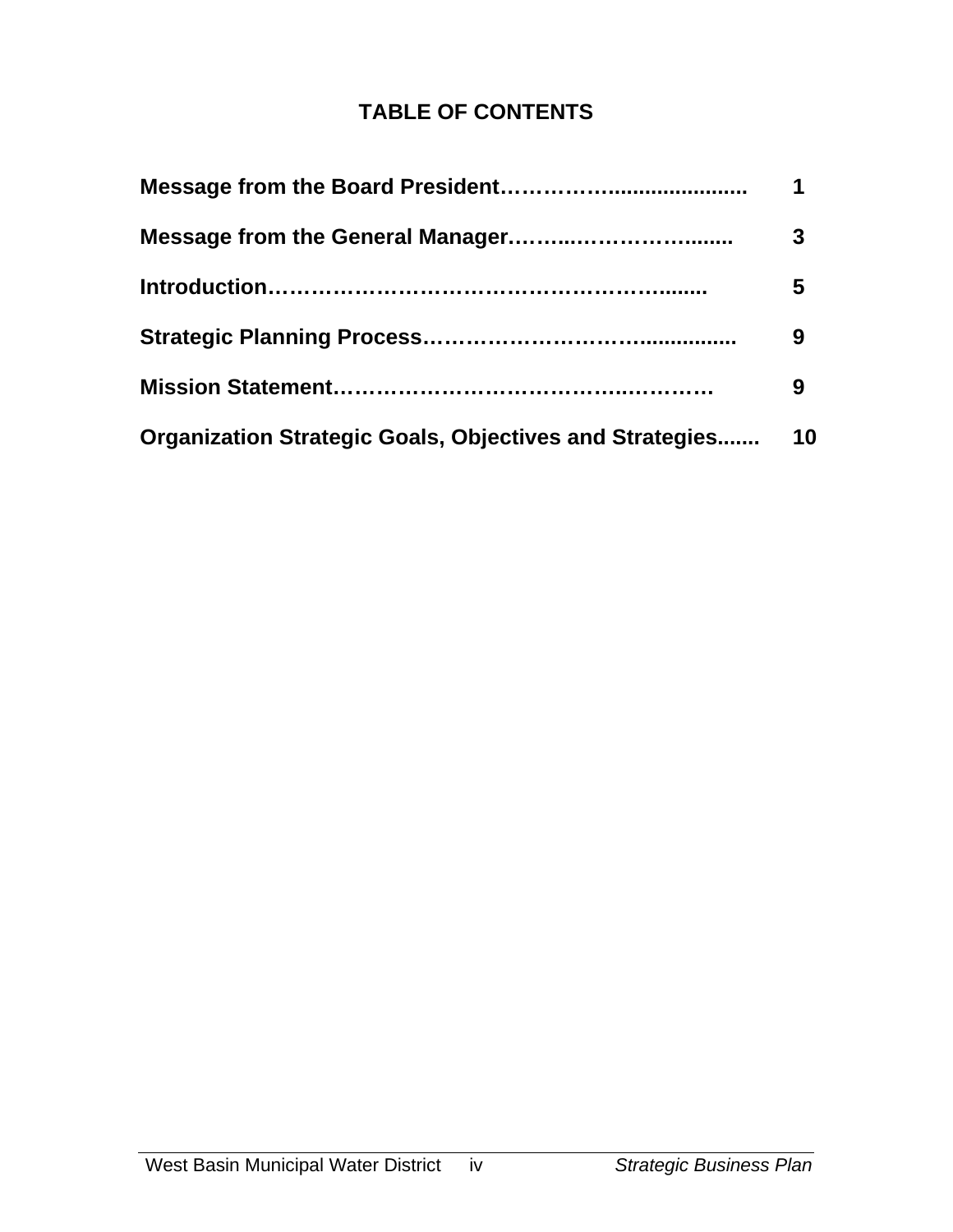## TABLE OF CONTENTS

| | |
|---|---|
| **Message from the Board President** | **1** |
| **Message from the General Manager** | **3** |
| **Introduction** | **5** |
| **Strategic Planning Process** | **9** |
| **Mission Statement** | **9** |
| **Organization Strategic Goals, Objectives and Strategies** | **10** |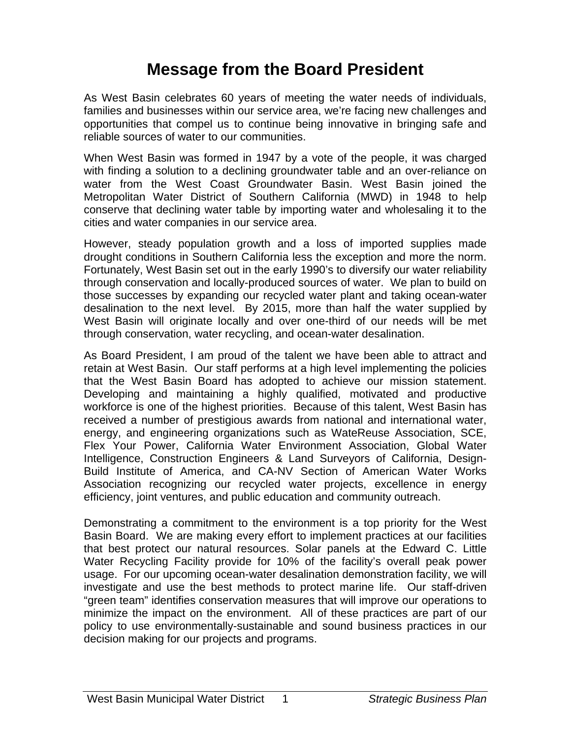# Message from the Board President

As West Basin celebrates 60 years of meeting the water needs of individuals, families and businesses within our service area, we're facing new challenges and opportunities that compel us to continue being innovative in bringing safe and reliable sources of water to our communities.

When West Basin was formed in 1947 by a vote of the people, it was charged with finding a solution to a declining groundwater table and an over-reliance on water from the West Coast Groundwater Basin. West Basin joined the Metropolitan Water District of Southern California (MWD) in 1948 to help conserve that declining water table by importing water and wholesaling it to the cities and water companies in our service area.

However, steady population growth and a loss of imported supplies made drought conditions in Southern California less the exception and more the norm. Fortunately, West Basin set out in the early 1990's to diversify our water reliability through conservation and locally-produced sources of water. We plan to build on those successes by expanding our recycled water plant and taking ocean-water desalination to the next level. By 2015, more than half the water supplied by West Basin will originate locally and over one-third of our needs will be met through conservation, water recycling, and ocean-water desalination.

As Board President, I am proud of the talent we have been able to attract and retain at West Basin. Our staff performs at a high level implementing the policies that the West Basin Board has adopted to achieve our mission statement. Developing and maintaining a highly qualified, motivated and productive workforce is one of the highest priorities. Because of this talent, West Basin has received a number of prestigious awards from national and international water, energy, and engineering organizations such as WateReuse Association, SCE, Flex Your Power, California Water Environment Association, Global Water Intelligence, Construction Engineers & Land Surveyors of California, Design-Build Institute of America, and CA-NV Section of American Water Works Association recognizing our recycled water projects, excellence in energy efficiency, joint ventures, and public education and community outreach.

Demonstrating a commitment to the environment is a top priority for the West Basin Board. We are making every effort to implement practices at our facilities that best protect our natural resources. Solar panels at the Edward C. Little Water Recycling Facility provide for 10% of the facility's overall peak power usage. For our upcoming ocean-water desalination demonstration facility, we will investigate and use the best methods to protect marine life. Our staff-driven "green team" identifies conservation measures that will improve our operations to minimize the impact on the environment. All of these practices are part of our policy to use environmentally-sustainable and sound business practices in our decision making for our projects and programs.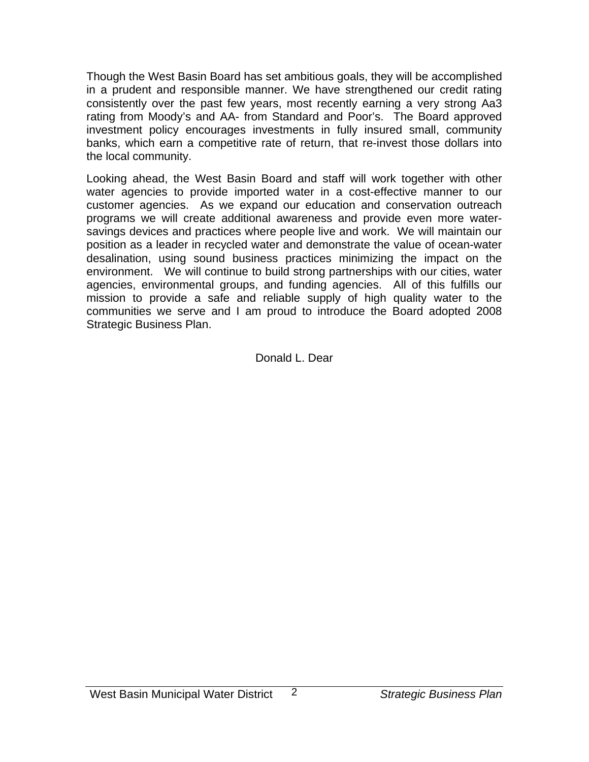Though the West Basin Board has set ambitious goals, they will be accomplished in a prudent and responsible manner. We have strengthened our credit rating consistently over the past few years, most recently earning a very strong Aa3 rating from Moody's and AA- from Standard and Poor's. The Board approved investment policy encourages investments in fully insured small, community banks, which earn a competitive rate of return, that re-invest those dollars into the local community.

Looking ahead, the West Basin Board and staff will work together with other water agencies to provide imported water in a cost-effective manner to our customer agencies. As we expand our education and conservation outreach programs we will create additional awareness and provide even more water-savings devices and practices where people live and work. We will maintain our position as a leader in recycled water and demonstrate the value of ocean-water desalination, using sound business practices minimizing the impact on the environment. We will continue to build strong partnerships with our cities, water agencies, environmental groups, and funding agencies. All of this fulfills our mission to provide a safe and reliable supply of high quality water to the communities we serve and I am proud to introduce the Board adopted 2008 Strategic Business Plan.

Donald L. Dear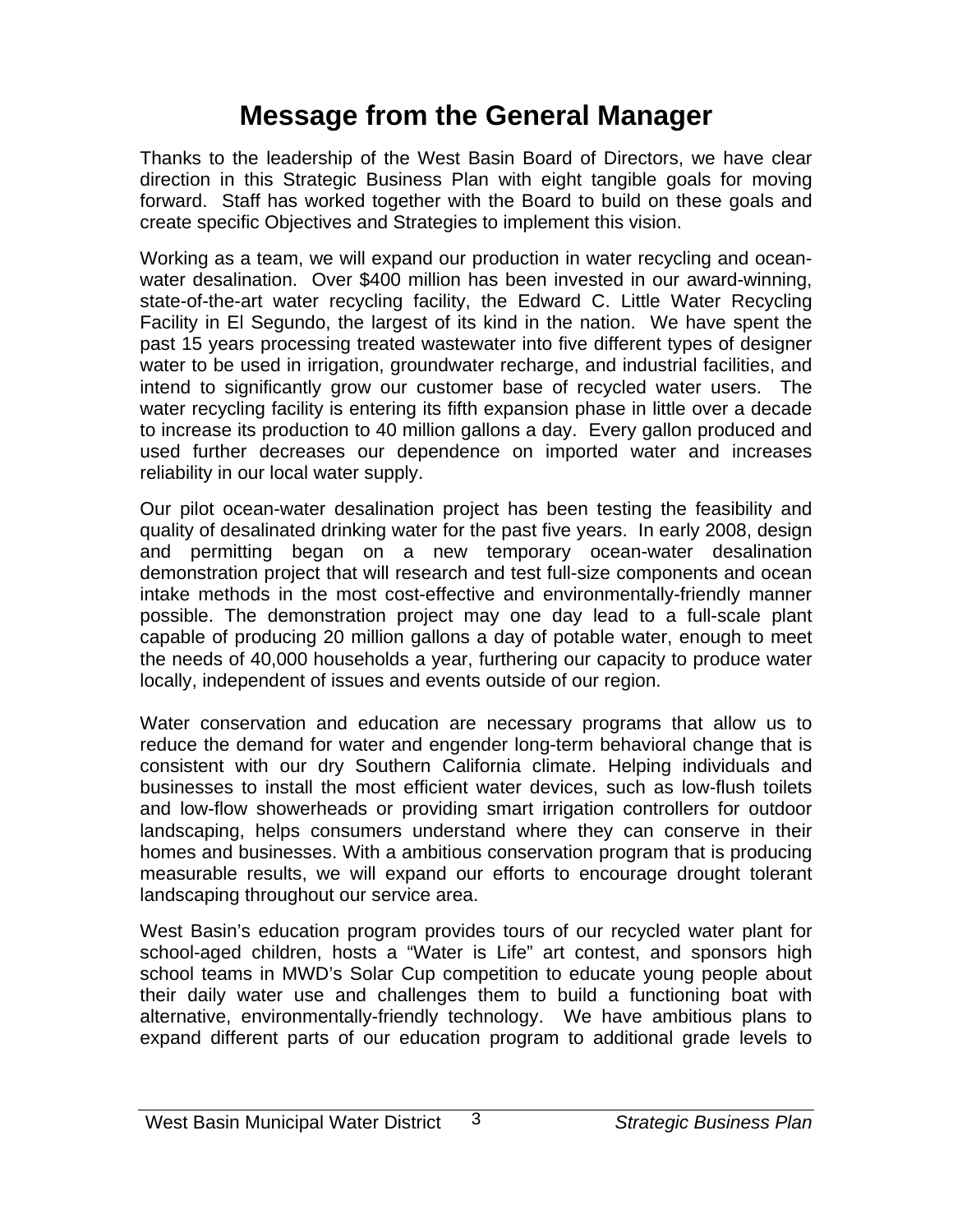# Message from the General Manager

Thanks to the leadership of the West Basin Board of Directors, we have clear direction in this Strategic Business Plan with eight tangible goals for moving forward. Staff has worked together with the Board to build on these goals and create specific Objectives and Strategies to implement this vision.

Working as a team, we will expand our production in water recycling and ocean-water desalination. Over $400 million has been invested in our award-winning, state-of-the-art water recycling facility, the Edward C. Little Water Recycling Facility in El Segundo, the largest of its kind in the nation. We have spent the past 15 years processing treated wastewater into five different types of designer water to be used in irrigation, groundwater recharge, and industrial facilities, and intend to significantly grow our customer base of recycled water users. The water recycling facility is entering its fifth expansion phase in little over a decade to increase its production to 40 million gallons a day. Every gallon produced and used further decreases our dependence on imported water and increases reliability in our local water supply.

Our pilot ocean-water desalination project has been testing the feasibility and quality of desalinated drinking water for the past five years. In early 2008, design and permitting began on a new temporary ocean-water desalination demonstration project that will research and test full-size components and ocean intake methods in the most cost-effective and environmentally-friendly manner possible. The demonstration project may one day lead to a full-scale plant capable of producing 20 million gallons a day of potable water, enough to meet the needs of 40,000 households a year, furthering our capacity to produce water locally, independent of issues and events outside of our region.

Water conservation and education are necessary programs that allow us to reduce the demand for water and engender long-term behavioral change that is consistent with our dry Southern California climate. Helping individuals and businesses to install the most efficient water devices, such as low-flush toilets and low-flow showerheads or providing smart irrigation controllers for outdoor landscaping, helps consumers understand where they can conserve in their homes and businesses. With a ambitious conservation program that is producing measurable results, we will expand our efforts to encourage drought tolerant landscaping throughout our service area.

West Basin's education program provides tours of our recycled water plant for school-aged children, hosts a "Water is Life" art contest, and sponsors high school teams in MWD's Solar Cup competition to educate young people about their daily water use and challenges them to build a functioning boat with alternative, environmentally-friendly technology. We have ambitious plans to expand different parts of our education program to additional grade levels to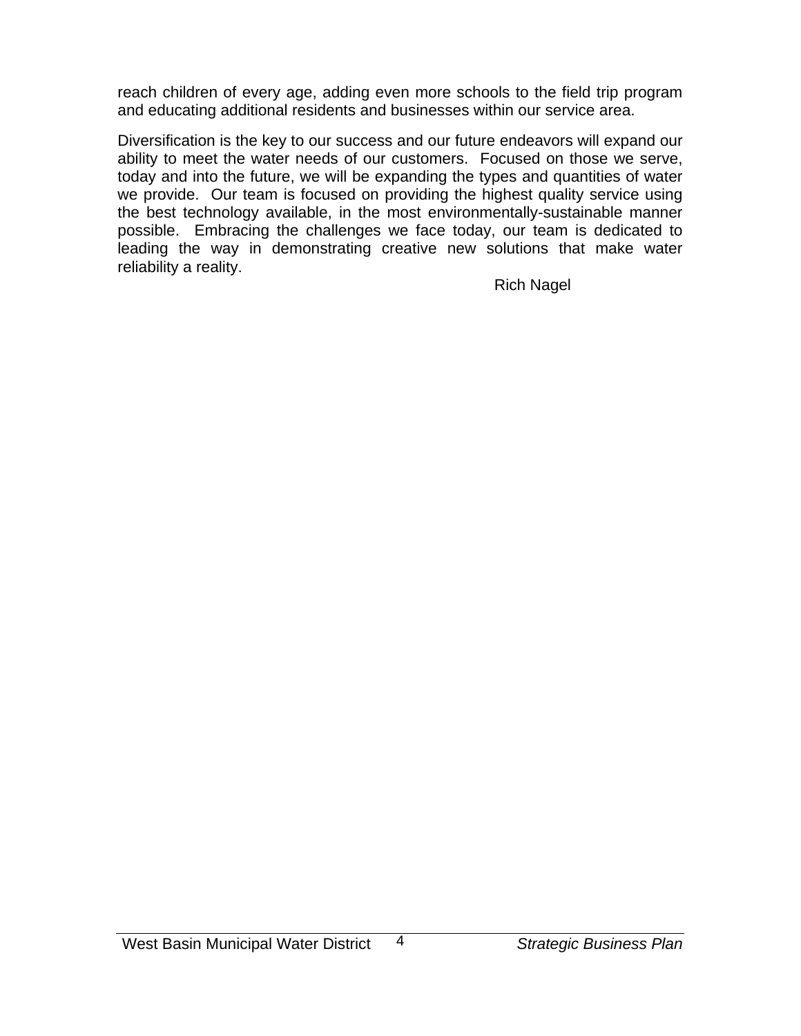reach children of every age, adding even more schools to the field trip program and educating additional residents and businesses within our service area.

Diversification is the key to our success and our future endeavors will expand our ability to meet the water needs of our customers. Focused on those we serve, today and into the future, we will be expanding the types and quantities of water we provide. Our team is focused on providing the highest quality service using the best technology available, in the most environmentally-sustainable manner possible. Embracing the challenges we face today, our team is dedicated to leading the way in demonstrating creative new solutions that make water reliability a reality.

Rich Nagel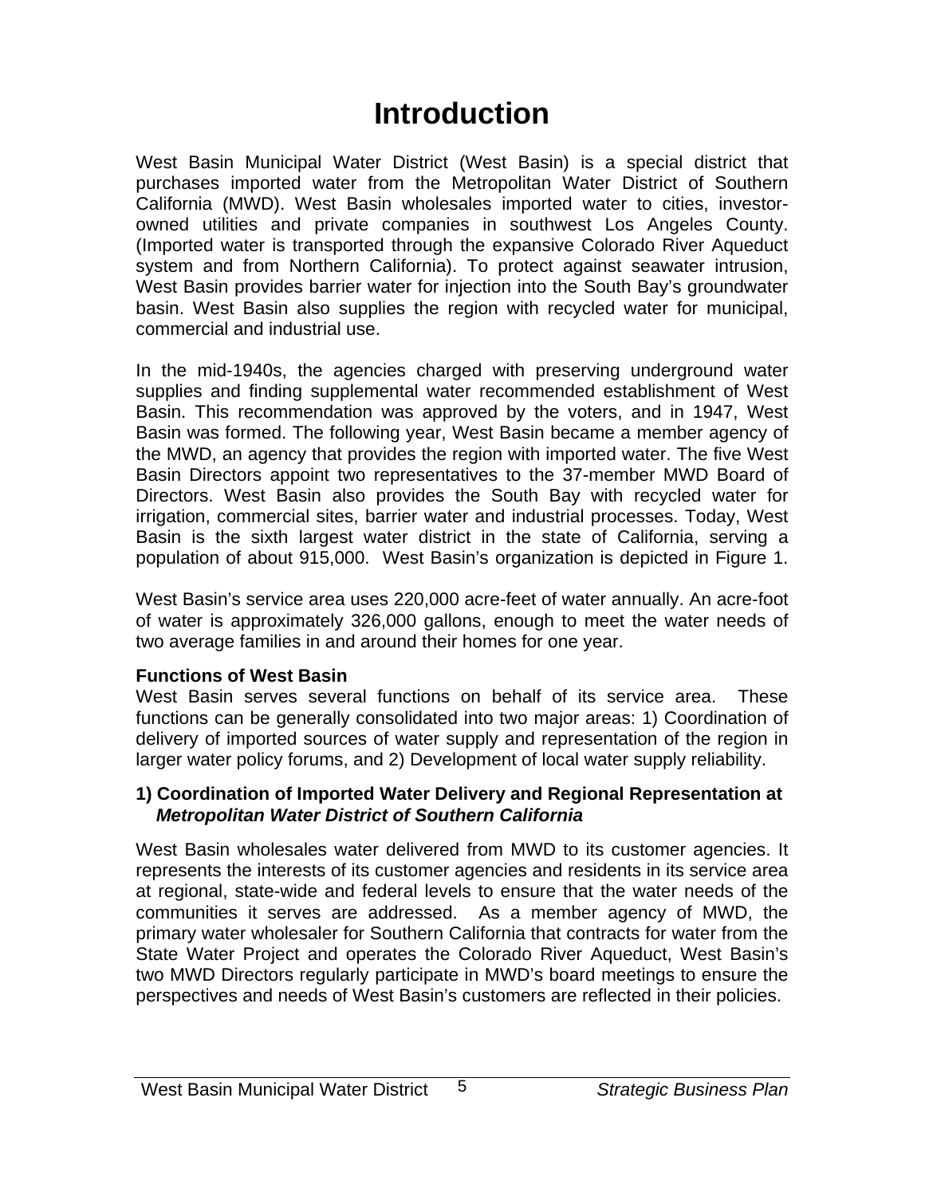# Introduction

West Basin Municipal Water District (West Basin) is a special district that purchases imported water from the Metropolitan Water District of Southern California (MWD). West Basin wholesales imported water to cities, investor-owned utilities and private companies in southwest Los Angeles County. (Imported water is transported through the expansive Colorado River Aqueduct system and from Northern California). To protect against seawater intrusion, West Basin provides barrier water for injection into the South Bay's groundwater basin. West Basin also supplies the region with recycled water for municipal, commercial and industrial use.

In the mid-1940s, the agencies charged with preserving underground water supplies and finding supplemental water recommended establishment of West Basin. This recommendation was approved by the voters, and in 1947, West Basin was formed. The following year, West Basin became a member agency of the MWD, an agency that provides the region with imported water. The five West Basin Directors appoint two representatives to the 37-member MWD Board of Directors. West Basin also provides the South Bay with recycled water for irrigation, commercial sites, barrier water and industrial processes. Today, West Basin is the sixth largest water district in the state of California, serving a population of about 915,000. West Basin's organization is depicted in Figure 1.

West Basin's service area uses 220,000 acre-feet of water annually. An acre-foot of water is approximately 326,000 gallons, enough to meet the water needs of two average families in and around their homes for one year.

**Functions of West Basin**

West Basin serves several functions on behalf of its service area. These functions can be generally consolidated into two major areas: 1) Coordination of delivery of imported sources of water supply and representation of the region in larger water policy forums, and 2) Development of local water supply reliability.

### 1) Coordination of Imported Water Delivery and Regional Representation at ***Metropolitan Water District of Southern California***

West Basin wholesales water delivered from MWD to its customer agencies. It represents the interests of its customer agencies and residents in its service area at regional, state-wide and federal levels to ensure that the water needs of the communities it serves are addressed. As a member agency of MWD, the primary water wholesaler for Southern California that contracts for water from the State Water Project and operates the Colorado River Aqueduct, West Basin's two MWD Directors regularly participate in MWD's board meetings to ensure the perspectives and needs of West Basin's customers are reflected in their policies.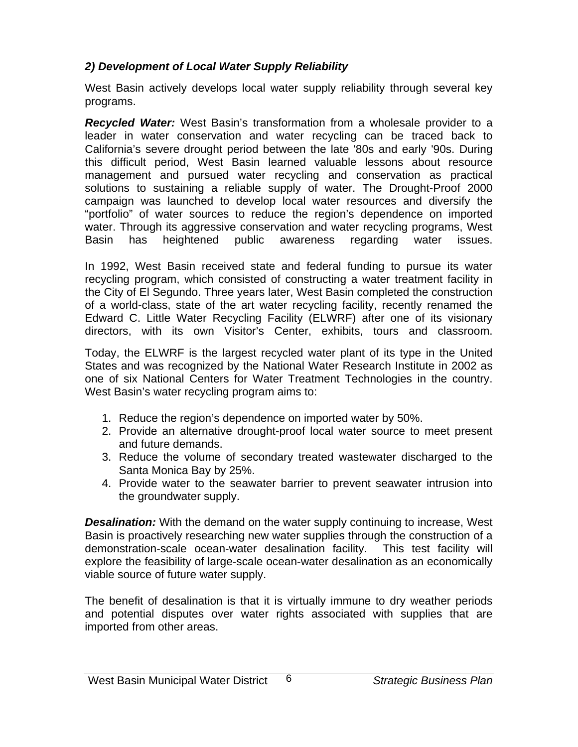### *2) Development of Local Water Supply Reliability*

West Basin actively develops local water supply reliability through several key programs.

***Recycled Water:*** West Basin's transformation from a wholesale provider to a leader in water conservation and water recycling can be traced back to California's severe drought period between the late '80s and early '90s. During this difficult period, West Basin learned valuable lessons about resource management and pursued water recycling and conservation as practical solutions to sustaining a reliable supply of water. The Drought-Proof 2000 campaign was launched to develop local water resources and diversify the "portfolio" of water sources to reduce the region's dependence on imported water. Through its aggressive conservation and water recycling programs, West Basin has heightened public awareness regarding water issues.

In 1992, West Basin received state and federal funding to pursue its water recycling program, which consisted of constructing a water treatment facility in the City of El Segundo. Three years later, West Basin completed the construction of a world-class, state of the art water recycling facility, recently renamed the Edward C. Little Water Recycling Facility (ELWRF) after one of its visionary directors, with its own Visitor's Center, exhibits, tours and classroom.

Today, the ELWRF is the largest recycled water plant of its type in the United States and was recognized by the National Water Research Institute in 2002 as one of six National Centers for Water Treatment Technologies in the country. West Basin's water recycling program aims to:

1. Reduce the region's dependence on imported water by 50%.
2. Provide an alternative drought-proof local water source to meet present and future demands.
3. Reduce the volume of secondary treated wastewater discharged to the Santa Monica Bay by 25%.
4. Provide water to the seawater barrier to prevent seawater intrusion into the groundwater supply.

***Desalination:*** With the demand on the water supply continuing to increase, West Basin is proactively researching new water supplies through the construction of a demonstration-scale ocean-water desalination facility. This test facility will explore the feasibility of large-scale ocean-water desalination as an economically viable source of future water supply.

The benefit of desalination is that it is virtually immune to dry weather periods and potential disputes over water rights associated with supplies that are imported from other areas.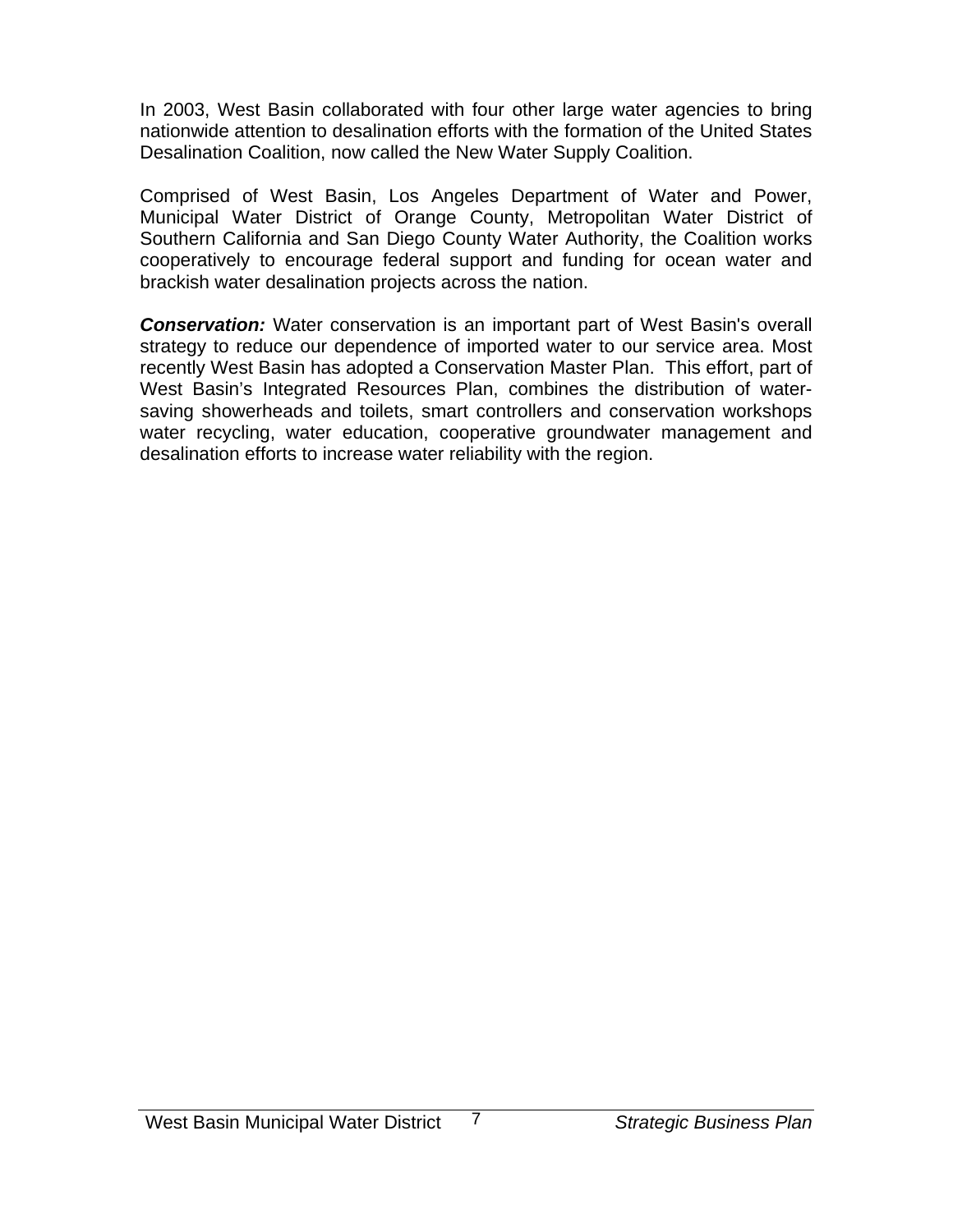In 2003, West Basin collaborated with four other large water agencies to bring nationwide attention to desalination efforts with the formation of the United States Desalination Coalition, now called the New Water Supply Coalition.

Comprised of West Basin, Los Angeles Department of Water and Power, Municipal Water District of Orange County, Metropolitan Water District of Southern California and San Diego County Water Authority, the Coalition works cooperatively to encourage federal support and funding for ocean water and brackish water desalination projects across the nation.

***Conservation:*** Water conservation is an important part of West Basin's overall strategy to reduce our dependence of imported water to our service area. Most recently West Basin has adopted a Conservation Master Plan. This effort, part of West Basin's Integrated Resources Plan, combines the distribution of water-saving showerheads and toilets, smart controllers and conservation workshops water recycling, water education, cooperative groundwater management and desalination efforts to increase water reliability with the region.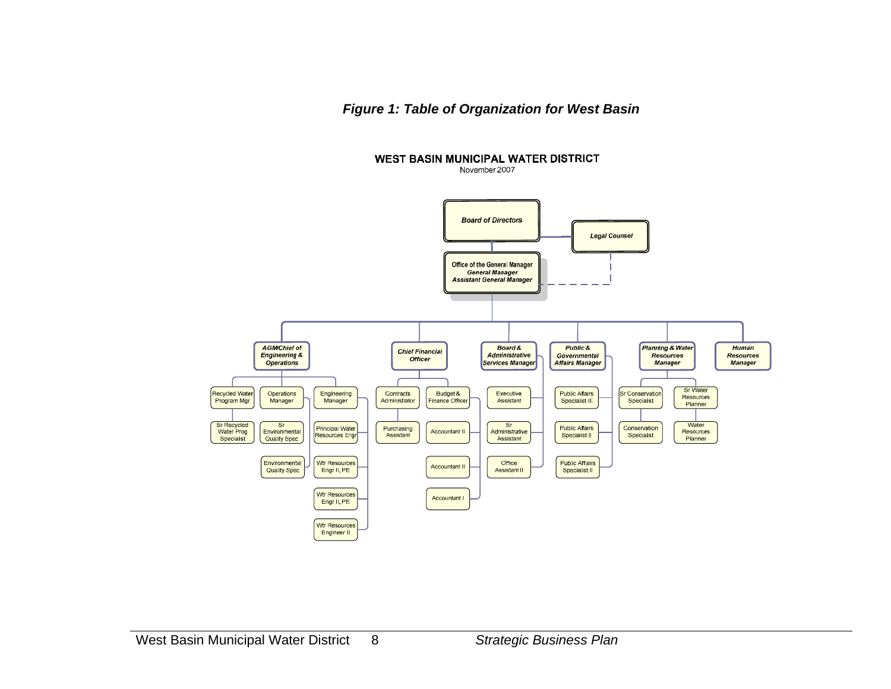***Figure 1: Table of Organization for West Basin***

**WEST BASIN MUNICIPAL WATER DISTRICT**
November 2007

- ***Board of Directors***
  - ***Legal Counsel***
  - Office of the General Manager — ***General Manager***, ***Assistant General Manager***
    - ***AGM/Chief of Engineering & Operations***
      - Recycled Water Program Mgr
        - Sr Recycled Water Prog Specialist
      - Operations Manager
        - Sr Environmental Quality Spec
        - Environmental Quality Spec
      - Engineering Manager
        - Principal Water Resources Engr
        - Wtr Resources Engr II, PE
        - Wtr Resources Engr II, PE
        - Wtr Resources Engineer II
    - ***Chief Financial Officer***
      - Contracts Administrator
        - Purchasing Assistant
      - Budget & Finance Officer
        - Accountant II
        - Accountant II
        - Accountant I
    - ***Board & Administrative Services Manager***
      - Executive Assistant
      - Sr Administrative Assistant
      - Office Assistant II
    - ***Public & Governmental Affairs Manager***
      - Public Affairs Specialist III
      - Public Affairs Specialist II
      - Public Affairs Specialist II
    - ***Planning & Water Resources Manager***
      - Sr Conservation Specialist
        - Conservation Specialist
      - Sr Water Resources Planner
        - Water Resources Planner
    - ***Human Resources Manager***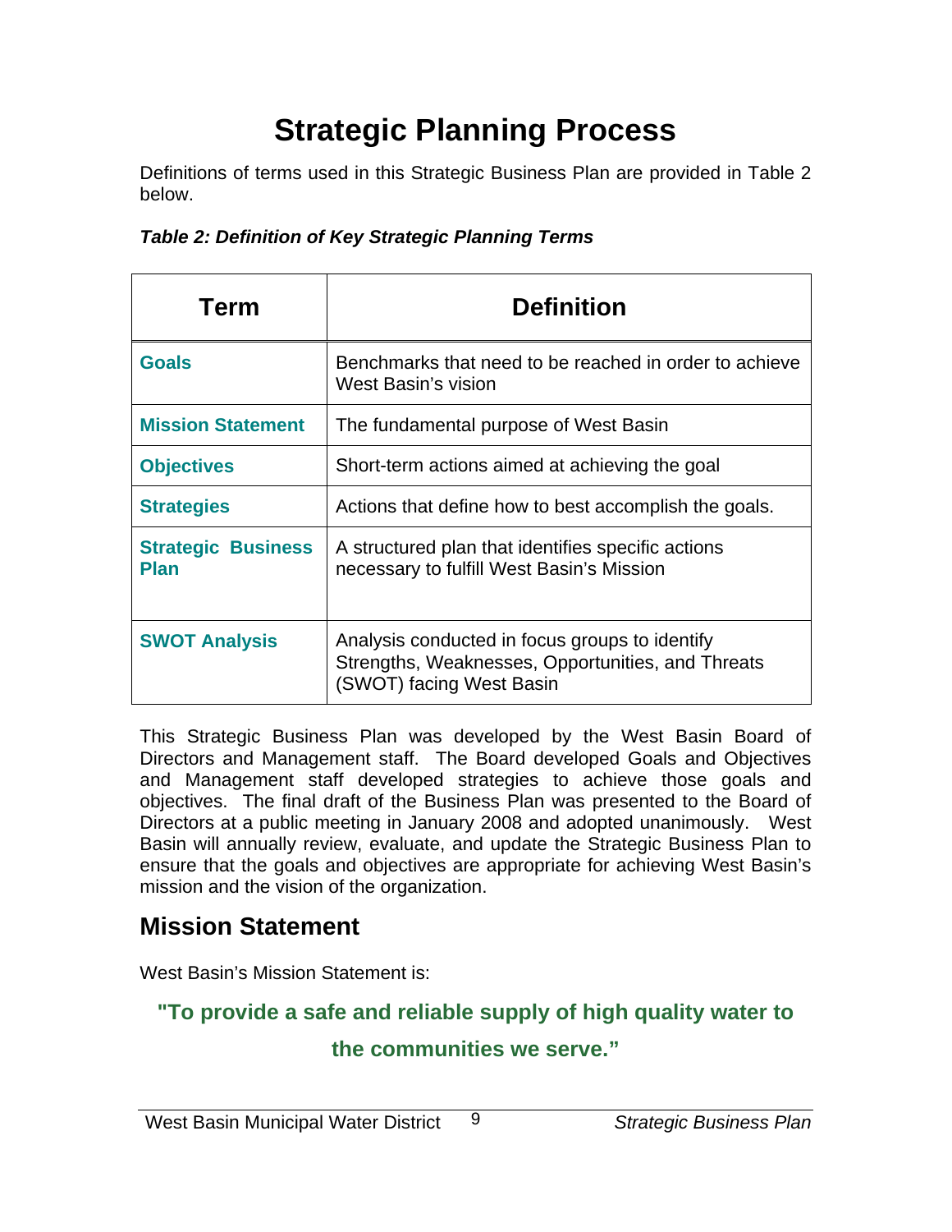# Strategic Planning Process

Definitions of terms used in this Strategic Business Plan are provided in Table 2 below.

***Table 2: Definition of Key Strategic Planning Terms***

| Term | Definition |
|---|---|
| **Goals** | Benchmarks that need to be reached in order to achieve West Basin's vision |
| **Mission Statement** | The fundamental purpose of West Basin |
| **Objectives** | Short-term actions aimed at achieving the goal |
| **Strategies** | Actions that define how to best accomplish the goals. |
| **Strategic Business Plan** | A structured plan that identifies specific actions necessary to fulfill West Basin's Mission |
| **SWOT Analysis** | Analysis conducted in focus groups to identify Strengths, Weaknesses, Opportunities, and Threats (SWOT) facing West Basin |

This Strategic Business Plan was developed by the West Basin Board of Directors and Management staff. The Board developed Goals and Objectives and Management staff developed strategies to achieve those goals and objectives. The final draft of the Business Plan was presented to the Board of Directors at a public meeting in January 2008 and adopted unanimously. West Basin will annually review, evaluate, and update the Strategic Business Plan to ensure that the goals and objectives are appropriate for achieving West Basin's mission and the vision of the organization.

## Mission Statement

West Basin's Mission Statement is:

**"To provide a safe and reliable supply of high quality water to the communities we serve."**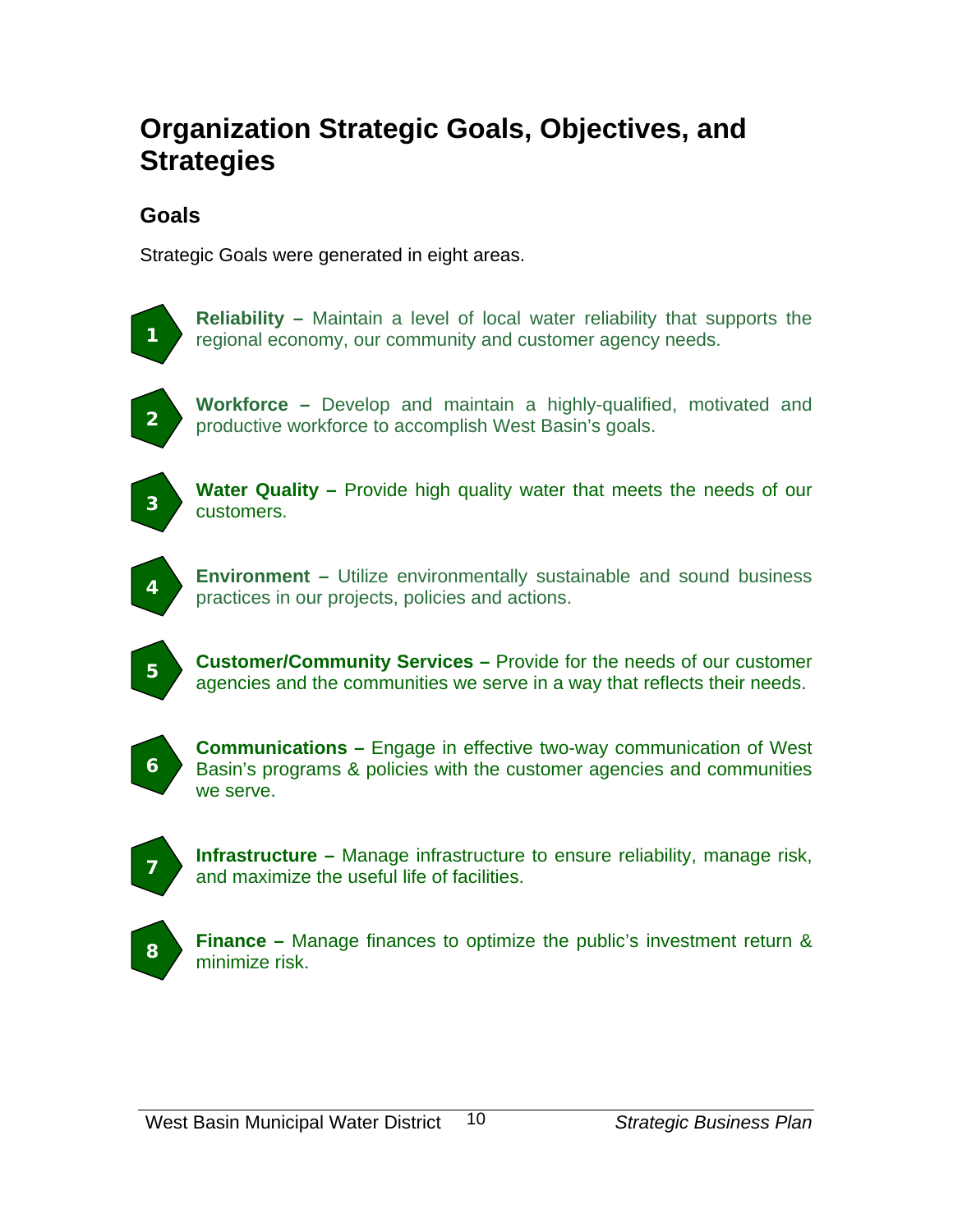# Organization Strategic Goals, Objectives, and Strategies

## Goals

Strategic Goals were generated in eight areas.

1. **Reliability –** Maintain a level of local water reliability that supports the regional economy, our community and customer agency needs.

2. **Workforce –** Develop and maintain a highly-qualified, motivated and productive workforce to accomplish West Basin's goals.

3. **Water Quality –** Provide high quality water that meets the needs of our customers.

4. **Environment –** Utilize environmentally sustainable and sound business practices in our projects, policies and actions.

5. **Customer/Community Services –** Provide for the needs of our customer agencies and the communities we serve in a way that reflects their needs.

6. **Communications –** Engage in effective two-way communication of West Basin's programs & policies with the customer agencies and communities we serve.

7. **Infrastructure –** Manage infrastructure to ensure reliability, manage risk, and maximize the useful life of facilities.

8. **Finance –** Manage finances to optimize the public's investment return & minimize risk.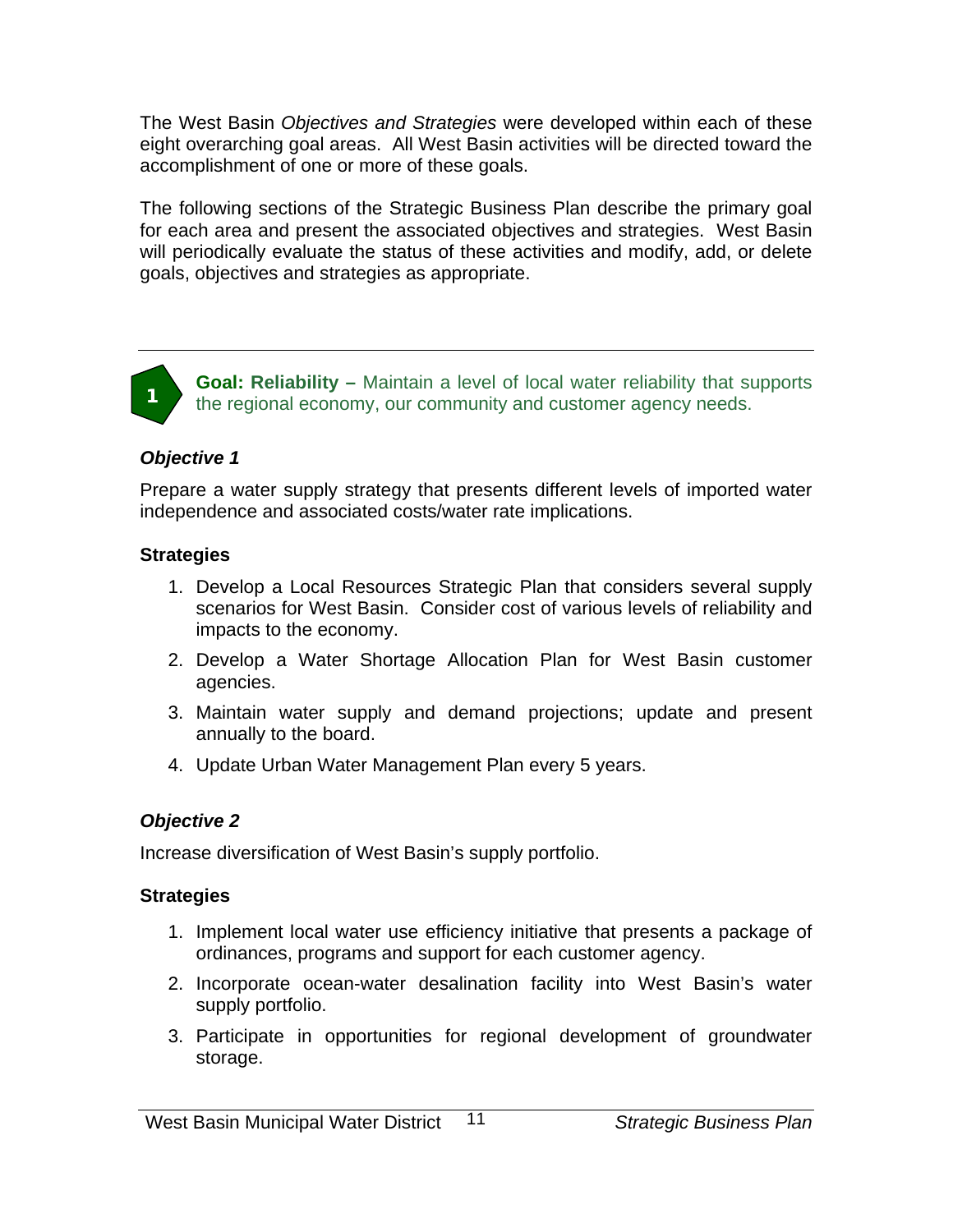The West Basin *Objectives and Strategies* were developed within each of these eight overarching goal areas. All West Basin activities will be directed toward the accomplishment of one or more of these goals.

The following sections of the Strategic Business Plan describe the primary goal for each area and present the associated objectives and strategies. West Basin will periodically evaluate the status of these activities and modify, add, or delete goals, objectives and strategies as appropriate.

---

1

**Goal: Reliability –** Maintain a level of local water reliability that supports the regional economy, our community and customer agency needs.

### *Objective 1*

Prepare a water supply strategy that presents different levels of imported water independence and associated costs/water rate implications.

#### Strategies

1. Develop a Local Resources Strategic Plan that considers several supply scenarios for West Basin. Consider cost of various levels of reliability and impacts to the economy.
2. Develop a Water Shortage Allocation Plan for West Basin customer agencies.
3. Maintain water supply and demand projections; update and present annually to the board.
4. Update Urban Water Management Plan every 5 years.

### *Objective 2*

Increase diversification of West Basin's supply portfolio.

#### Strategies

1. Implement local water use efficiency initiative that presents a package of ordinances, programs and support for each customer agency.
2. Incorporate ocean-water desalination facility into West Basin's water supply portfolio.
3. Participate in opportunities for regional development of groundwater storage.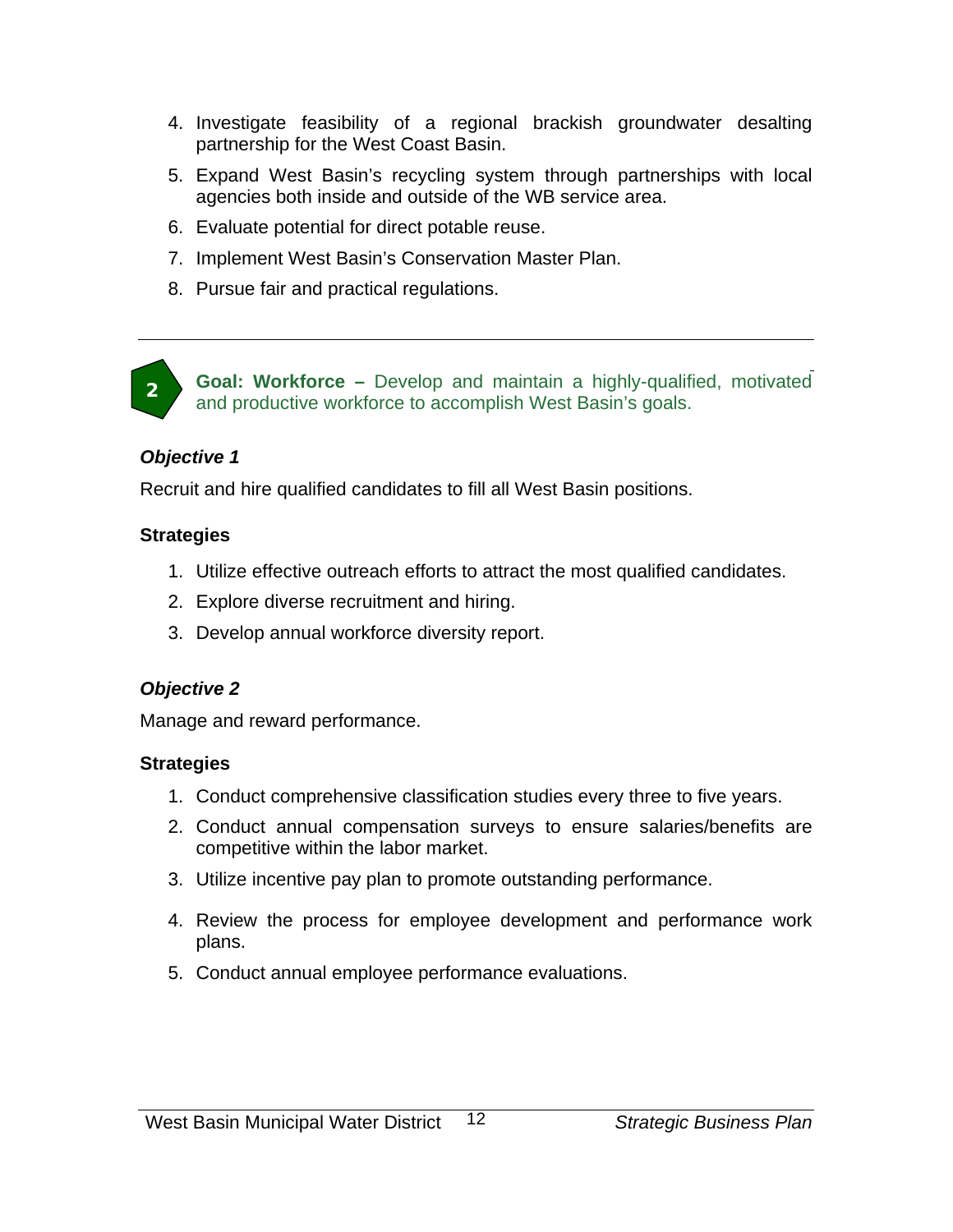4. Investigate feasibility of a regional brackish groundwater desalting partnership for the West Coast Basin.
5. Expand West Basin's recycling system through partnerships with local agencies both inside and outside of the WB service area.
6. Evaluate potential for direct potable reuse.
7. Implement West Basin's Conservation Master Plan.
8. Pursue fair and practical regulations.

---

2

**Goal: Workforce –** Develop and maintain a highly-qualified, motivated and productive workforce to accomplish West Basin's goals.

***Objective 1***

Recruit and hire qualified candidates to fill all West Basin positions.

**Strategies**

1. Utilize effective outreach efforts to attract the most qualified candidates.
2. Explore diverse recruitment and hiring.
3. Develop annual workforce diversity report.

***Objective 2***

Manage and reward performance.

**Strategies**

1. Conduct comprehensive classification studies every three to five years.
2. Conduct annual compensation surveys to ensure salaries/benefits are competitive within the labor market.
3. Utilize incentive pay plan to promote outstanding performance.
4. Review the process for employee development and performance work plans.
5. Conduct annual employee performance evaluations.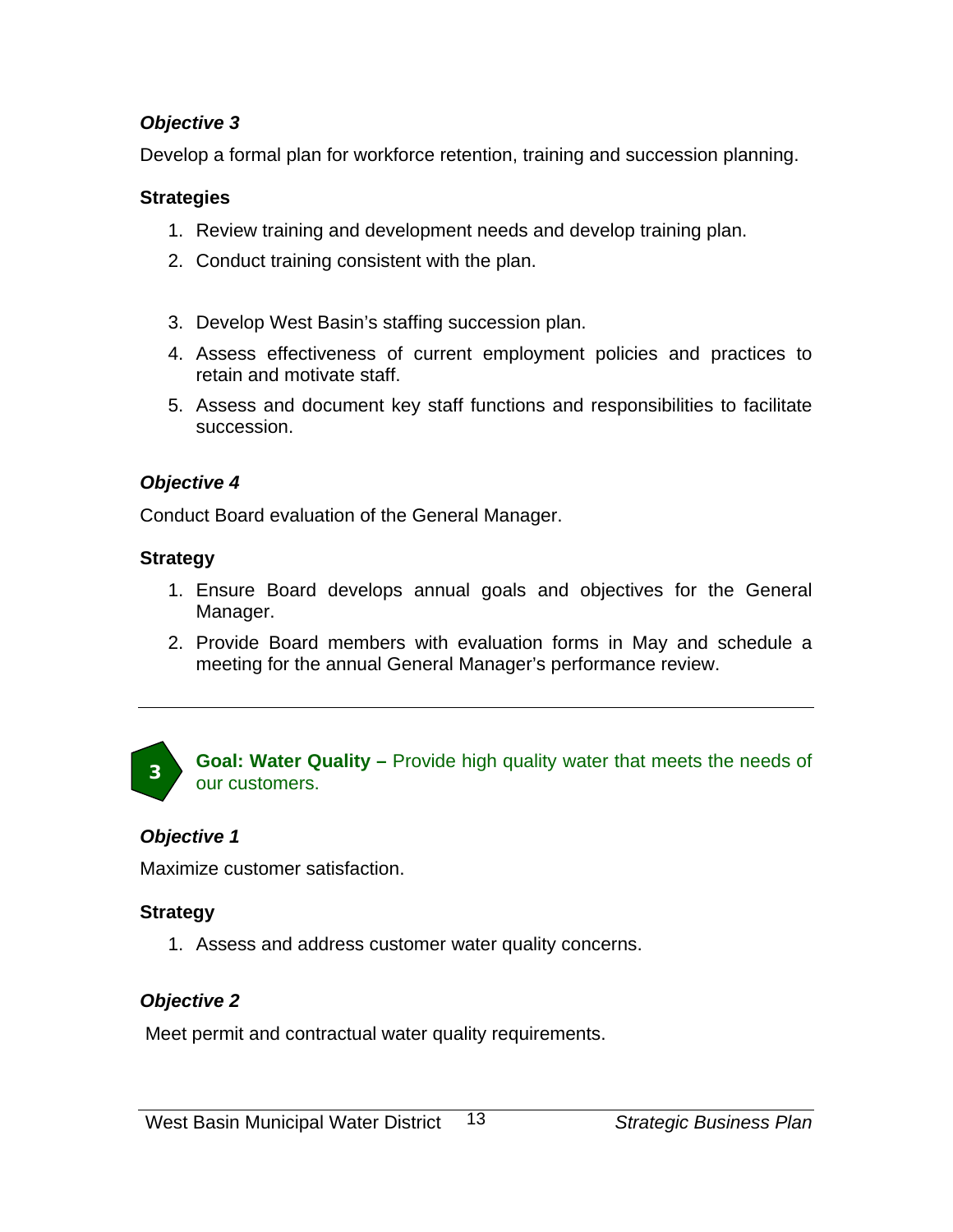***Objective 3***

Develop a formal plan for workforce retention, training and succession planning.

**Strategies**

1. Review training and development needs and develop training plan.
2. Conduct training consistent with the plan.
3. Develop West Basin's staffing succession plan.
4. Assess effectiveness of current employment policies and practices to retain and motivate staff.
5. Assess and document key staff functions and responsibilities to facilitate succession.

***Objective 4***

Conduct Board evaluation of the General Manager.

**Strategy**

1. Ensure Board develops annual goals and objectives for the General Manager.
2. Provide Board members with evaluation forms in May and schedule a meeting for the annual General Manager's performance review.

---

3 **Goal: Water Quality –** Provide high quality water that meets the needs of our customers.

***Objective 1***

Maximize customer satisfaction.

**Strategy**

1. Assess and address customer water quality concerns.

***Objective 2***

Meet permit and contractual water quality requirements.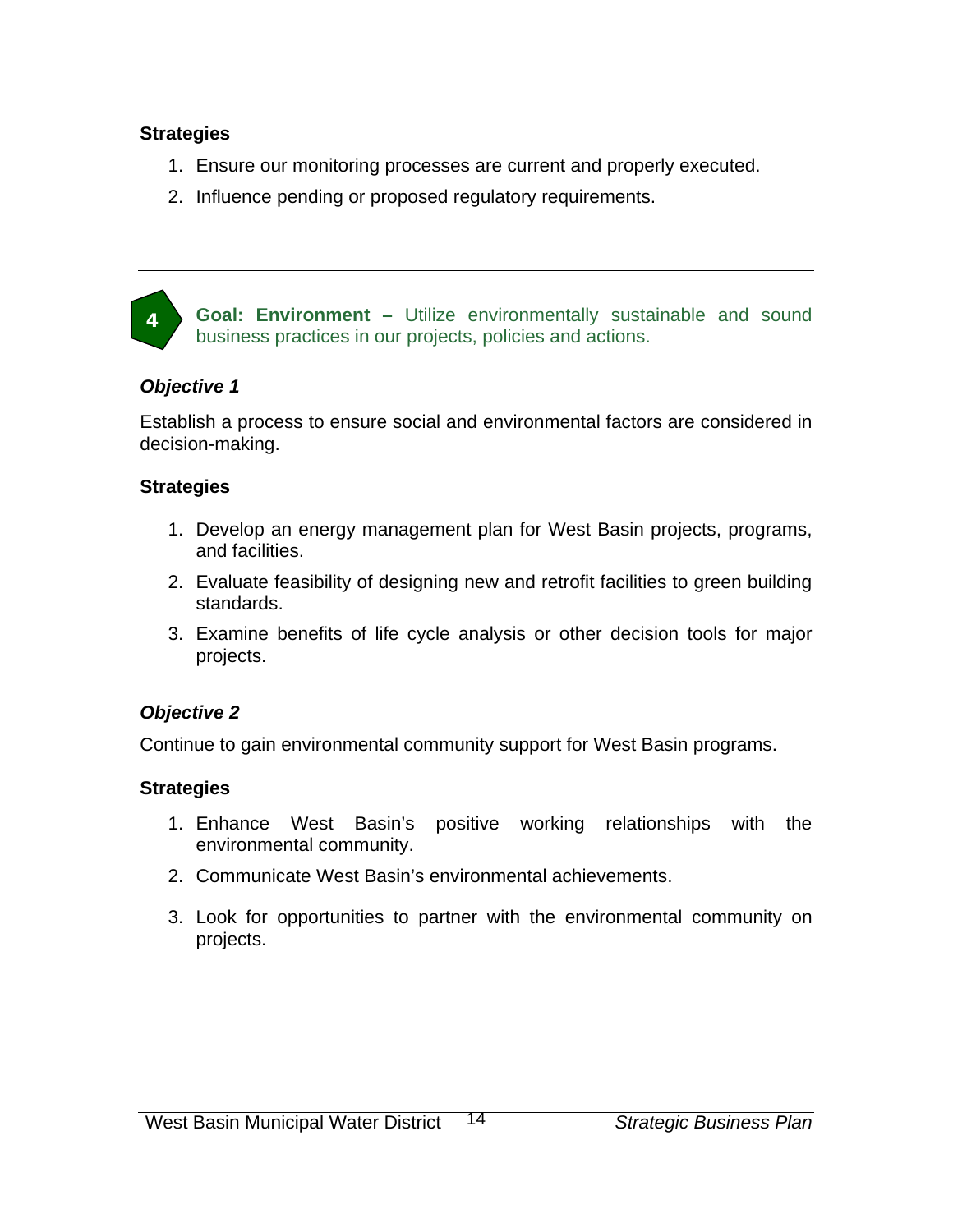**Strategies**

1. Ensure our monitoring processes are current and properly executed.
2. Influence pending or proposed regulatory requirements.

---

4 **Goal: Environment –** Utilize environmentally sustainable and sound business practices in our projects, policies and actions.

***Objective 1***

Establish a process to ensure social and environmental factors are considered in decision-making.

**Strategies**

1. Develop an energy management plan for West Basin projects, programs, and facilities.
2. Evaluate feasibility of designing new and retrofit facilities to green building standards.
3. Examine benefits of life cycle analysis or other decision tools for major projects.

***Objective 2***

Continue to gain environmental community support for West Basin programs.

**Strategies**

1. Enhance West Basin's positive working relationships with the environmental community.
2. Communicate West Basin's environmental achievements.
3. Look for opportunities to partner with the environmental community on projects.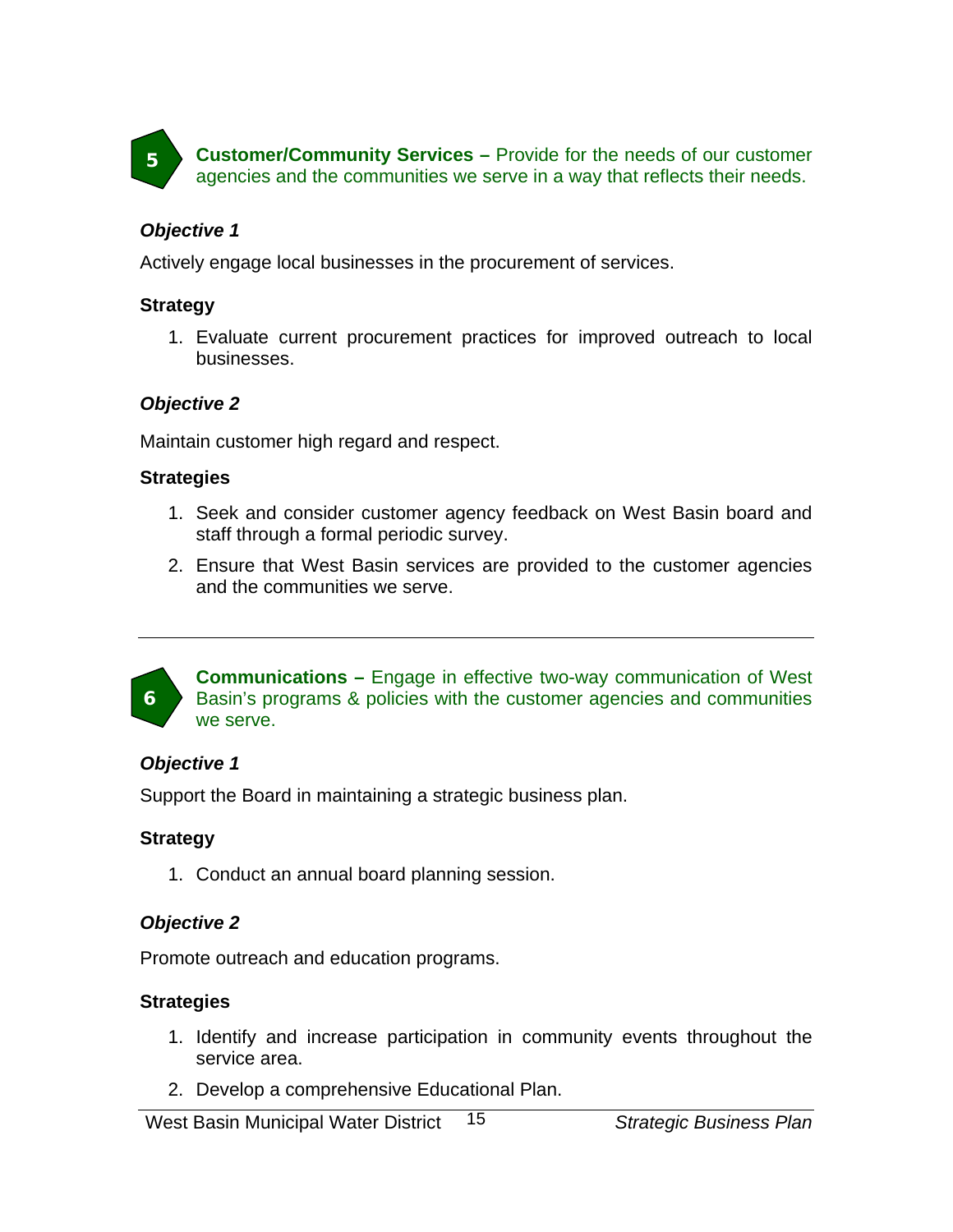**5** **Customer/Community Services –** Provide for the needs of our customer agencies and the communities we serve in a way that reflects their needs.

***Objective 1***

Actively engage local businesses in the procurement of services.

**Strategy**

1. Evaluate current procurement practices for improved outreach to local businesses.

***Objective 2***

Maintain customer high regard and respect.

**Strategies**

1. Seek and consider customer agency feedback on West Basin board and staff through a formal periodic survey.
2. Ensure that West Basin services are provided to the customer agencies and the communities we serve.

---

**6** **Communications –** Engage in effective two-way communication of West Basin's programs & policies with the customer agencies and communities we serve.

***Objective 1***

Support the Board in maintaining a strategic business plan.

**Strategy**

1. Conduct an annual board planning session.

***Objective 2***

Promote outreach and education programs.

**Strategies**

1. Identify and increase participation in community events throughout the service area.
2. Develop a comprehensive Educational Plan.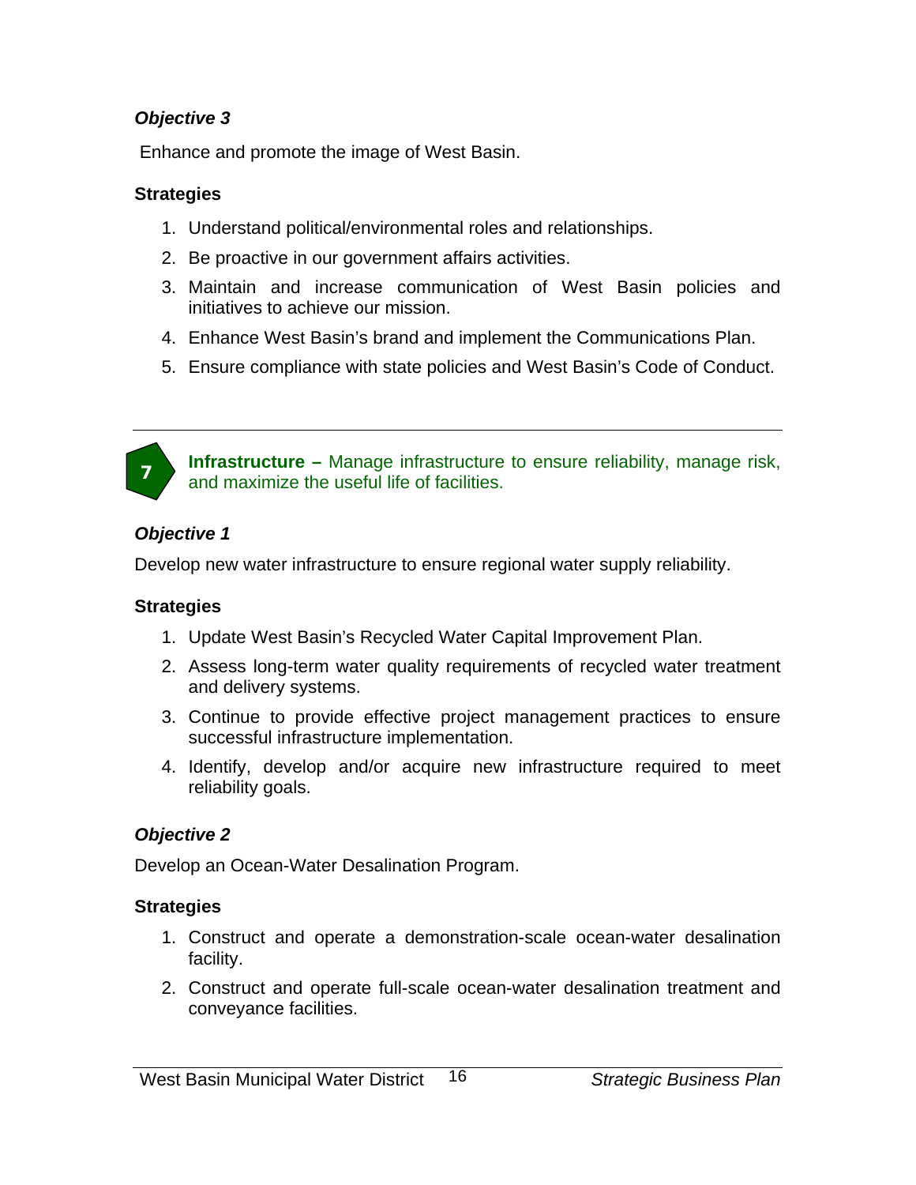*Objective 3*

Enhance and promote the image of West Basin.

**Strategies**

1. Understand political/environmental roles and relationships.
2. Be proactive in our government affairs activities.
3. Maintain and increase communication of West Basin policies and initiatives to achieve our mission.
4. Enhance West Basin's brand and implement the Communications Plan.
5. Ensure compliance with state policies and West Basin's Code of Conduct.

---

## 7 **Infrastructure –** Manage infrastructure to ensure reliability, manage risk, and maximize the useful life of facilities.

*Objective 1*

Develop new water infrastructure to ensure regional water supply reliability.

**Strategies**

1. Update West Basin's Recycled Water Capital Improvement Plan.
2. Assess long-term water quality requirements of recycled water treatment and delivery systems.
3. Continue to provide effective project management practices to ensure successful infrastructure implementation.
4. Identify, develop and/or acquire new infrastructure required to meet reliability goals.

*Objective 2*

Develop an Ocean-Water Desalination Program.

**Strategies**

1. Construct and operate a demonstration-scale ocean-water desalination facility.
2. Construct and operate full-scale ocean-water desalination treatment and conveyance facilities.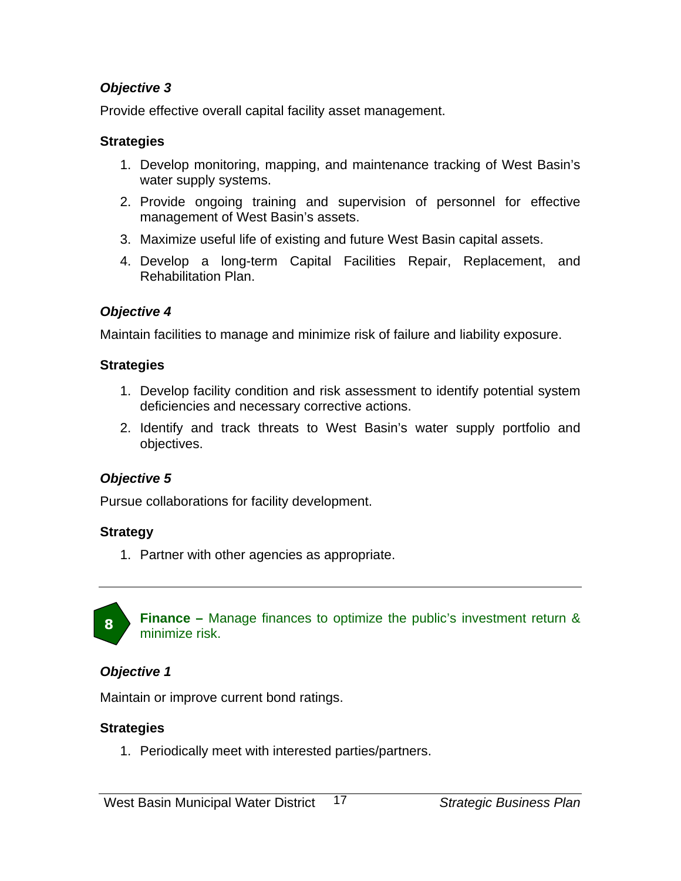***Objective 3***

Provide effective overall capital facility asset management.

**Strategies**

1. Develop monitoring, mapping, and maintenance tracking of West Basin's water supply systems.
2. Provide ongoing training and supervision of personnel for effective management of West Basin's assets.
3. Maximize useful life of existing and future West Basin capital assets.
4. Develop a long-term Capital Facilities Repair, Replacement, and Rehabilitation Plan.

***Objective 4***

Maintain facilities to manage and minimize risk of failure and liability exposure.

**Strategies**

1. Develop facility condition and risk assessment to identify potential system deficiencies and necessary corrective actions.
2. Identify and track threats to West Basin's water supply portfolio and objectives.

***Objective 5***

Pursue collaborations for facility development.

**Strategy**

1. Partner with other agencies as appropriate.

---

## 8 **Finance –** Manage finances to optimize the public's investment return & minimize risk.

***Objective 1***

Maintain or improve current bond ratings.

**Strategies**

1. Periodically meet with interested parties/partners.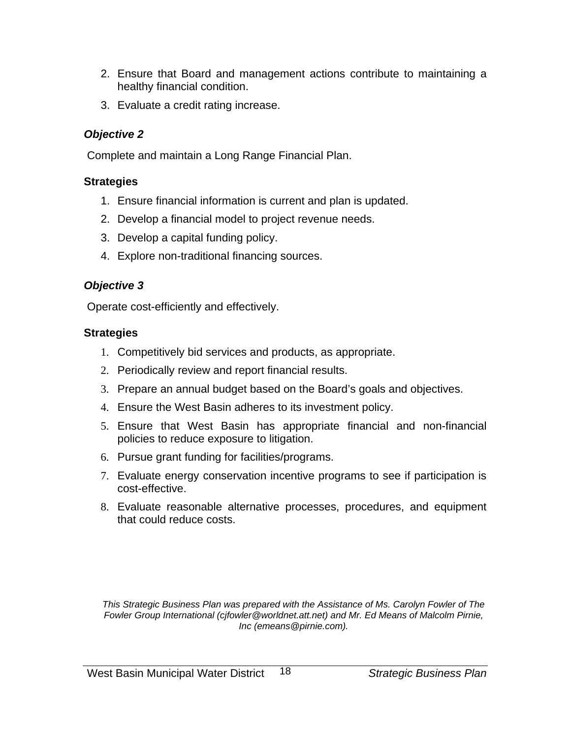2. Ensure that Board and management actions contribute to maintaining a healthy financial condition.
3. Evaluate a credit rating increase.

***Objective 2***

Complete and maintain a Long Range Financial Plan.

**Strategies**

1. Ensure financial information is current and plan is updated.
2. Develop a financial model to project revenue needs.
3. Develop a capital funding policy.
4. Explore non-traditional financing sources.

***Objective 3***

Operate cost-efficiently and effectively.

**Strategies**

1. Competitively bid services and products, as appropriate.
2. Periodically review and report financial results.
3. Prepare an annual budget based on the Board's goals and objectives.
4. Ensure the West Basin adheres to its investment policy.
5. Ensure that West Basin has appropriate financial and non-financial policies to reduce exposure to litigation.
6. Pursue grant funding for facilities/programs.
7. Evaluate energy conservation incentive programs to see if participation is cost-effective.
8. Evaluate reasonable alternative processes, procedures, and equipment that could reduce costs.

*This Strategic Business Plan was prepared with the Assistance of Ms. Carolyn Fowler of The Fowler Group International (cjfowler@worldnet.att.net) and Mr. Ed Means of Malcolm Pirnie, Inc (emeans@pirnie.com).*